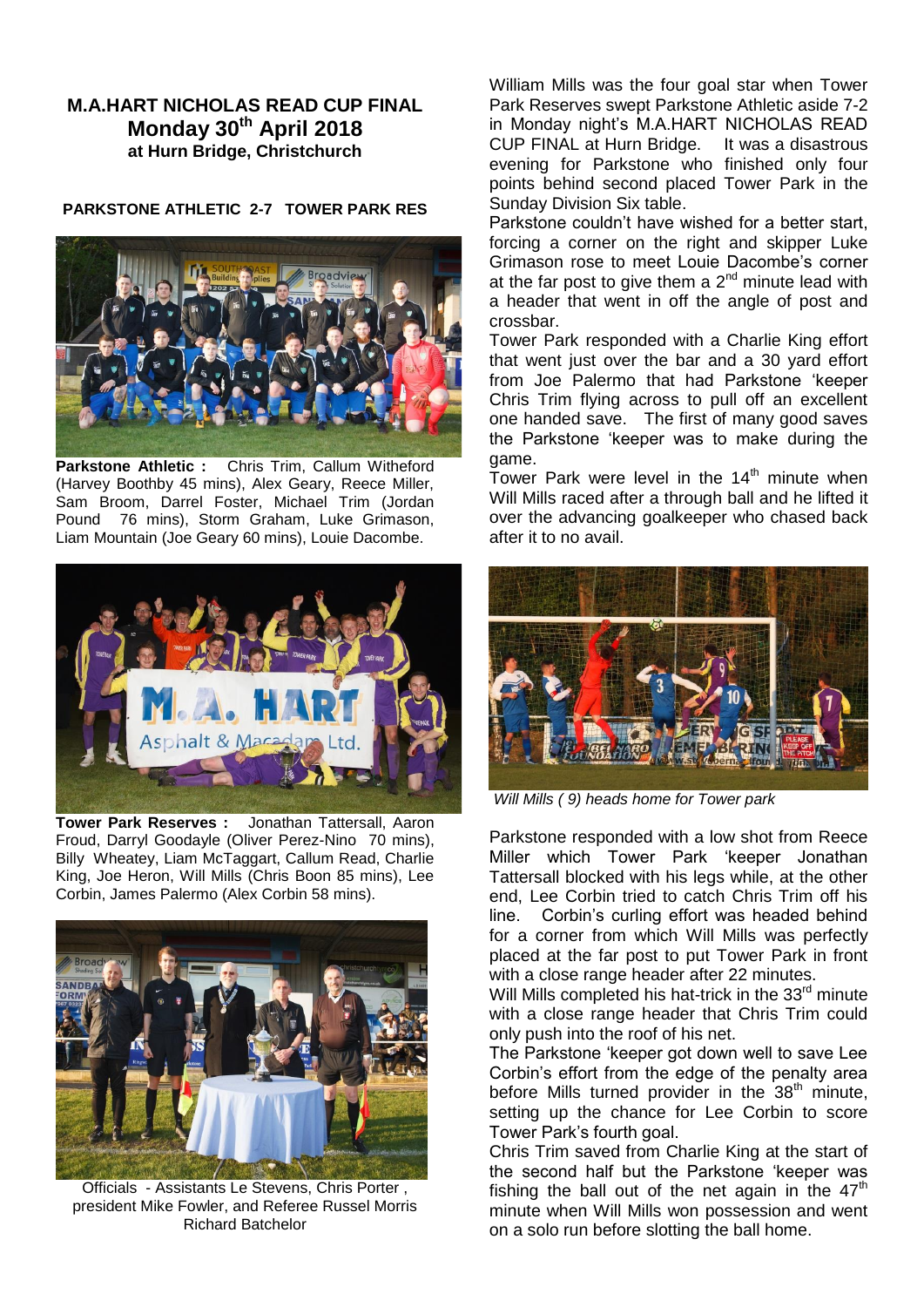**M.A.HART NICHOLAS READ CUP FINAL**
**Monday 30th April 2018**
**at Hurn Bridge, Christchurch**

**PARKSTONE ATHLETIC 2-7 TOWER PARK RES**

**Parkstone Athletic :** Chris Trim, Callum Witheford (Harvey Boothby 45 mins), Alex Geary, Reece Miller, Sam Broom, Darrel Foster, Michael Trim (Jordan Pound 76 mins), Storm Graham, Luke Grimason, Liam Mountain (Joe Geary 60 mins), Louie Dacombe.

**Tower Park Reserves :** Jonathan Tattersall, Aaron Froud, Darryl Goodayle (Oliver Perez-Nino 70 mins), Billy Wheatey, Liam McTaggart, Callum Read, Charlie King, Joe Heron, Will Mills (Chris Boon 85 mins), Lee Corbin, James Palermo (Alex Corbin 58 mins).

Officials - Assistants Le Stevens, Chris Porter, president Mike Fowler, and Referee Russel Morris Richard Batchelor

William Mills was the four goal star when Tower Park Reserves swept Parkstone Athletic aside 7-2 in Monday night's M.A.HART NICHOLAS READ CUP FINAL at Hurn Bridge. It was a disastrous evening for Parkstone who finished only four points behind second placed Tower Park in the Sunday Division Six table.

Parkstone couldn't have wished for a better start, forcing a corner on the right and skipper Luke Grimason rose to meet Louie Dacombe's corner at the far post to give them a 2nd minute lead with a header that went in off the angle of post and crossbar.

Tower Park responded with a Charlie King effort that went just over the bar and a 30 yard effort from Joe Palermo that had Parkstone 'keeper Chris Trim flying across to pull off an excellent one handed save. The first of many good saves the Parkstone 'keeper was to make during the game.

Tower Park were level in the 14th minute when Will Mills raced after a through ball and he lifted it over the advancing goalkeeper who chased back after it to no avail.

*Will Mills ( 9) heads home for Tower park*

Parkstone responded with a low shot from Reece Miller which Tower Park 'keeper Jonathan Tattersall blocked with his legs while, at the other end, Lee Corbin tried to catch Chris Trim off his line. Corbin's curling effort was headed behind for a corner from which Will Mills was perfectly placed at the far post to put Tower Park in front with a close range header after 22 minutes.

Will Mills completed his hat-trick in the 33rd minute with a close range header that Chris Trim could only push into the roof of his net.

The Parkstone 'keeper got down well to save Lee Corbin's effort from the edge of the penalty area before Mills turned provider in the 38th minute, setting up the chance for Lee Corbin to score Tower Park's fourth goal.

Chris Trim saved from Charlie King at the start of the second half but the Parkstone 'keeper was fishing the ball out of the net again in the 47th minute when Will Mills won possession and went on a solo run before slotting the ball home.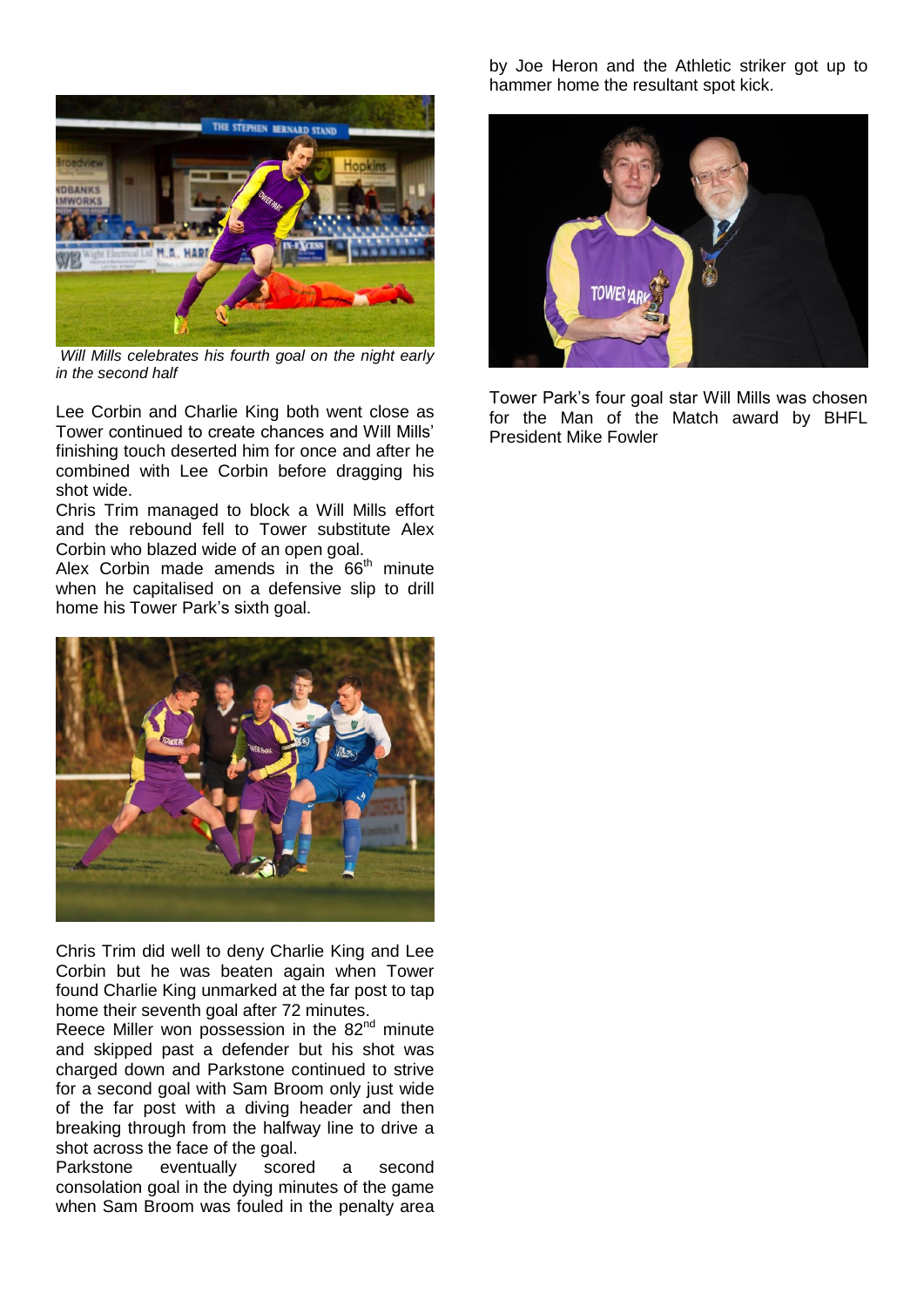*Will Mills celebrates his fourth goal on the night early in the second half*

Lee Corbin and Charlie King both went close as Tower continued to create chances and Will Mills' finishing touch deserted him for once and after he combined with Lee Corbin before dragging his shot wide.

Chris Trim managed to block a Will Mills effort and the rebound fell to Tower substitute Alex Corbin who blazed wide of an open goal.

Alex Corbin made amends in the 66th minute when he capitalised on a defensive slip to drill home his Tower Park's sixth goal.

Chris Trim did well to deny Charlie King and Lee Corbin but he was beaten again when Tower found Charlie King unmarked at the far post to tap home their seventh goal after 72 minutes.

Reece Miller won possession in the 82nd minute and skipped past a defender but his shot was charged down and Parkstone continued to strive for a second goal with Sam Broom only just wide of the far post with a diving header and then breaking through from the halfway line to drive a shot across the face of the goal.

Parkstone eventually scored a second consolation goal in the dying minutes of the game when Sam Broom was fouled in the penalty area by Joe Heron and the Athletic striker got up to hammer home the resultant spot kick.

Tower Park's four goal star Will Mills was chosen for the Man of the Match award by BHFL President Mike Fowler